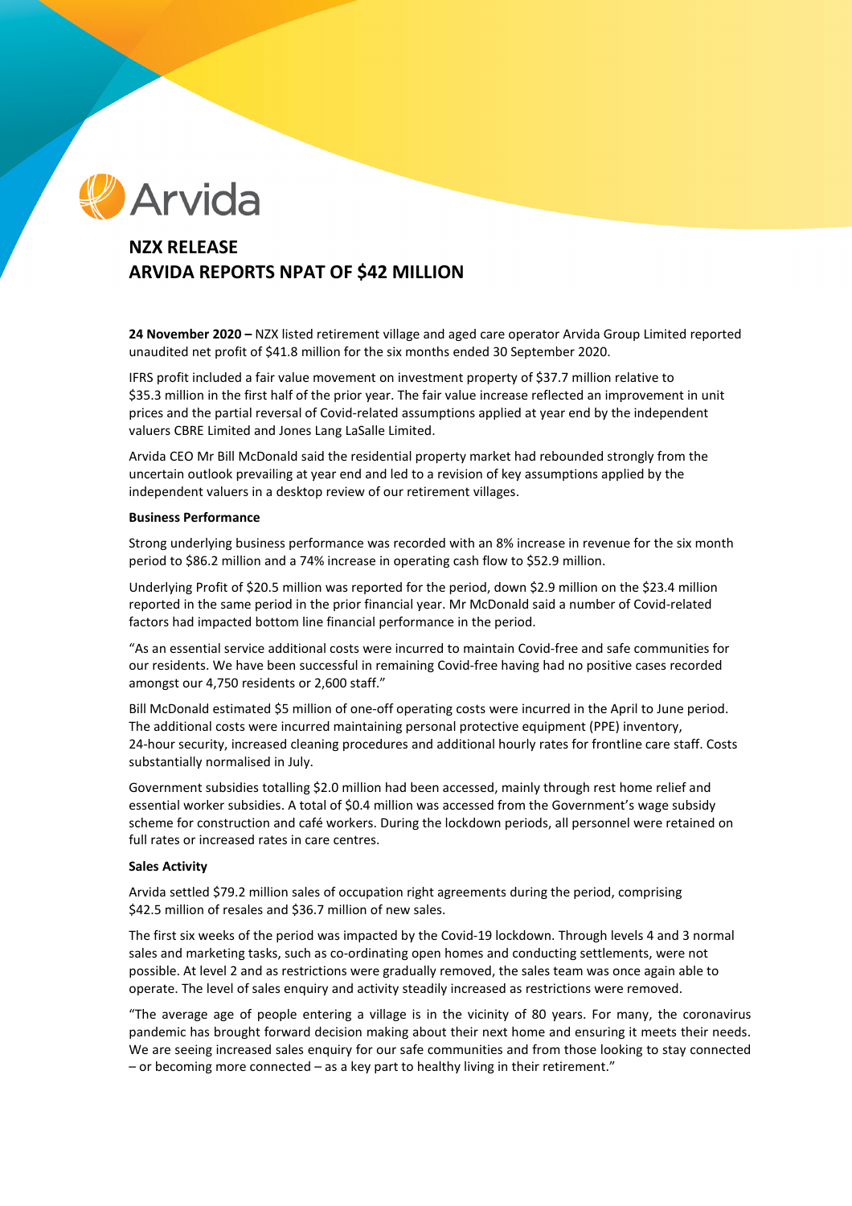# NZX RELEASE
# ARVIDA REPORTS NPAT OF $42 MILLION

**24 November 2020 –** NZX listed retirement village and aged care operator Arvida Group Limited reported unaudited net profit of $41.8 million for the six months ended 30 September 2020.

IFRS profit included a fair value movement on investment property of $37.7 million relative to $35.3 million in the first half of the prior year. The fair value increase reflected an improvement in unit prices and the partial reversal of Covid-related assumptions applied at year end by the independent valuers CBRE Limited and Jones Lang LaSalle Limited.

Arvida CEO Mr Bill McDonald said the residential property market had rebounded strongly from the uncertain outlook prevailing at year end and led to a revision of key assumptions applied by the independent valuers in a desktop review of our retirement villages.

**Business Performance**

Strong underlying business performance was recorded with an 8% increase in revenue for the six month period to $86.2 million and a 74% increase in operating cash flow to $52.9 million.

Underlying Profit of $20.5 million was reported for the period, down $2.9 million on the $23.4 million reported in the same period in the prior financial year. Mr McDonald said a number of Covid-related factors had impacted bottom line financial performance in the period.

"As an essential service additional costs were incurred to maintain Covid-free and safe communities for our residents. We have been successful in remaining Covid-free having had no positive cases recorded amongst our 4,750 residents or 2,600 staff."

Bill McDonald estimated $5 million of one-off operating costs were incurred in the April to June period. The additional costs were incurred maintaining personal protective equipment (PPE) inventory, 24-hour security, increased cleaning procedures and additional hourly rates for frontline care staff. Costs substantially normalised in July.

Government subsidies totalling $2.0 million had been accessed, mainly through rest home relief and essential worker subsidies. A total of $0.4 million was accessed from the Government's wage subsidy scheme for construction and café workers. During the lockdown periods, all personnel were retained on full rates or increased rates in care centres.

**Sales Activity**

Arvida settled $79.2 million sales of occupation right agreements during the period, comprising $42.5 million of resales and $36.7 million of new sales.

The first six weeks of the period was impacted by the Covid-19 lockdown. Through levels 4 and 3 normal sales and marketing tasks, such as co-ordinating open homes and conducting settlements, were not possible. At level 2 and as restrictions were gradually removed, the sales team was once again able to operate. The level of sales enquiry and activity steadily increased as restrictions were removed.

"The average age of people entering a village is in the vicinity of 80 years. For many, the coronavirus pandemic has brought forward decision making about their next home and ensuring it meets their needs. We are seeing increased sales enquiry for our safe communities and from those looking to stay connected – or becoming more connected – as a key part to healthy living in their retirement."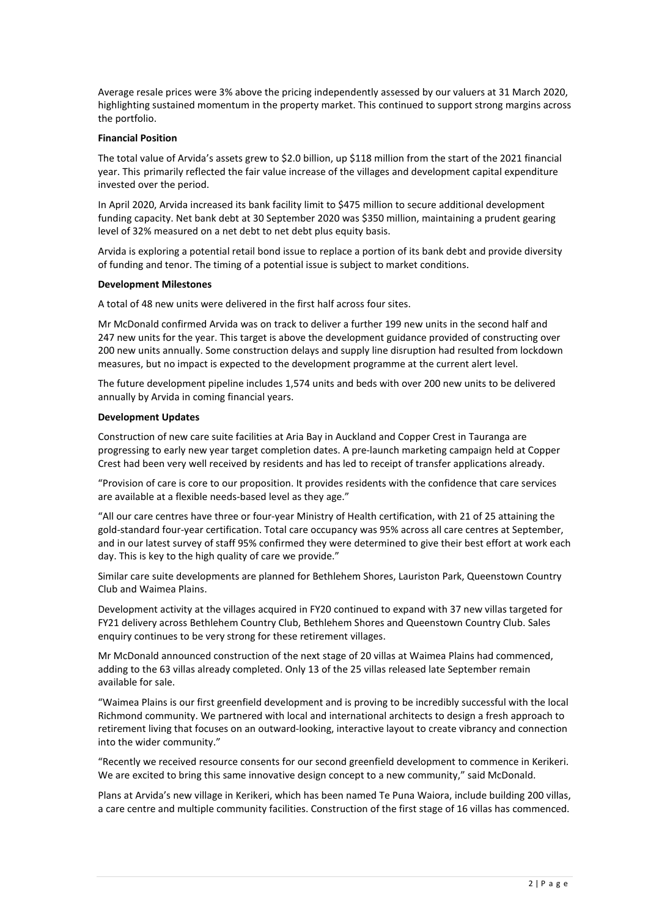Average resale prices were 3% above the pricing independently assessed by our valuers at 31 March 2020, highlighting sustained momentum in the property market. This continued to support strong margins across the portfolio.

**Financial Position**

The total value of Arvida's assets grew to $2.0 billion, up $118 million from the start of the 2021 financial year. This primarily reflected the fair value increase of the villages and development capital expenditure invested over the period.

In April 2020, Arvida increased its bank facility limit to $475 million to secure additional development funding capacity. Net bank debt at 30 September 2020 was $350 million, maintaining a prudent gearing level of 32% measured on a net debt to net debt plus equity basis.

Arvida is exploring a potential retail bond issue to replace a portion of its bank debt and provide diversity of funding and tenor. The timing of a potential issue is subject to market conditions.

**Development Milestones**

A total of 48 new units were delivered in the first half across four sites.

Mr McDonald confirmed Arvida was on track to deliver a further 199 new units in the second half and 247 new units for the year. This target is above the development guidance provided of constructing over 200 new units annually. Some construction delays and supply line disruption had resulted from lockdown measures, but no impact is expected to the development programme at the current alert level.

The future development pipeline includes 1,574 units and beds with over 200 new units to be delivered annually by Arvida in coming financial years.

**Development Updates**

Construction of new care suite facilities at Aria Bay in Auckland and Copper Crest in Tauranga are progressing to early new year target completion dates. A pre-launch marketing campaign held at Copper Crest had been very well received by residents and has led to receipt of transfer applications already.

"Provision of care is core to our proposition. It provides residents with the confidence that care services are available at a flexible needs-based level as they age."

"All our care centres have three or four-year Ministry of Health certification, with 21 of 25 attaining the gold-standard four-year certification. Total care occupancy was 95% across all care centres at September, and in our latest survey of staff 95% confirmed they were determined to give their best effort at work each day. This is key to the high quality of care we provide."

Similar care suite developments are planned for Bethlehem Shores, Lauriston Park, Queenstown Country Club and Waimea Plains.

Development activity at the villages acquired in FY20 continued to expand with 37 new villas targeted for FY21 delivery across Bethlehem Country Club, Bethlehem Shores and Queenstown Country Club. Sales enquiry continues to be very strong for these retirement villages.

Mr McDonald announced construction of the next stage of 20 villas at Waimea Plains had commenced, adding to the 63 villas already completed. Only 13 of the 25 villas released late September remain available for sale.

"Waimea Plains is our first greenfield development and is proving to be incredibly successful with the local Richmond community. We partnered with local and international architects to design a fresh approach to retirement living that focuses on an outward-looking, interactive layout to create vibrancy and connection into the wider community."

"Recently we received resource consents for our second greenfield development to commence in Kerikeri. We are excited to bring this same innovative design concept to a new community," said McDonald.

Plans at Arvida's new village in Kerikeri, which has been named Te Puna Waiora, include building 200 villas, a care centre and multiple community facilities. Construction of the first stage of 16 villas has commenced.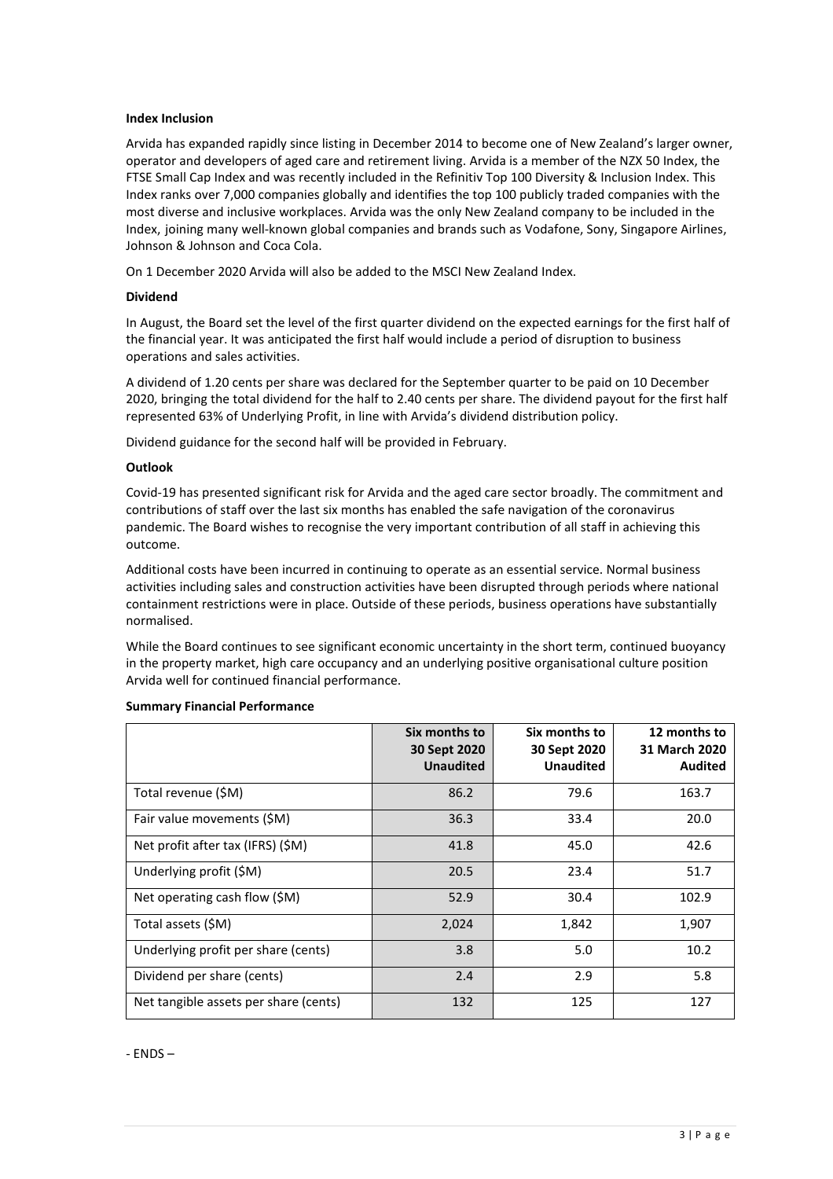**Index Inclusion**

Arvida has expanded rapidly since listing in December 2014 to become one of New Zealand's larger owner, operator and developers of aged care and retirement living. Arvida is a member of the NZX 50 Index, the FTSE Small Cap Index and was recently included in the Refinitiv Top 100 Diversity & Inclusion Index. This Index ranks over 7,000 companies globally and identifies the top 100 publicly traded companies with the most diverse and inclusive workplaces. Arvida was the only New Zealand company to be included in the Index, joining many well-known global companies and brands such as Vodafone, Sony, Singapore Airlines, Johnson & Johnson and Coca Cola.

On 1 December 2020 Arvida will also be added to the MSCI New Zealand Index.

**Dividend**

In August, the Board set the level of the first quarter dividend on the expected earnings for the first half of the financial year. It was anticipated the first half would include a period of disruption to business operations and sales activities.

A dividend of 1.20 cents per share was declared for the September quarter to be paid on 10 December 2020, bringing the total dividend for the half to 2.40 cents per share. The dividend payout for the first half represented 63% of Underlying Profit, in line with Arvida's dividend distribution policy.

Dividend guidance for the second half will be provided in February.

**Outlook**

Covid-19 has presented significant risk for Arvida and the aged care sector broadly. The commitment and contributions of staff over the last six months has enabled the safe navigation of the coronavirus pandemic. The Board wishes to recognise the very important contribution of all staff in achieving this outcome.

Additional costs have been incurred in continuing to operate as an essential service. Normal business activities including sales and construction activities have been disrupted through periods where national containment restrictions were in place. Outside of these periods, business operations have substantially normalised.

While the Board continues to see significant economic uncertainty in the short term, continued buoyancy in the property market, high care occupancy and an underlying positive organisational culture position Arvida well for continued financial performance.

**Summary Financial Performance**

| | **Six months to 30 Sept 2020 Unaudited** | **Six months to 30 Sept 2020 Unaudited** | **12 months to 31 March 2020 Audited** |
|---|---|---|---|
| Total revenue ($M) | 86.2 | 79.6 | 163.7 |
| Fair value movements ($M) | 36.3 | 33.4 | 20.0 |
| Net profit after tax (IFRS) ($M) | 41.8 | 45.0 | 42.6 |
| Underlying profit ($M) | 20.5 | 23.4 | 51.7 |
| Net operating cash flow ($M) | 52.9 | 30.4 | 102.9 |
| Total assets ($M) | 2,024 | 1,842 | 1,907 |
| Underlying profit per share (cents) | 3.8 | 5.0 | 10.2 |
| Dividend per share (cents) | 2.4 | 2.9 | 5.8 |
| Net tangible assets per share (cents) | 132 | 125 | 127 |

- ENDS –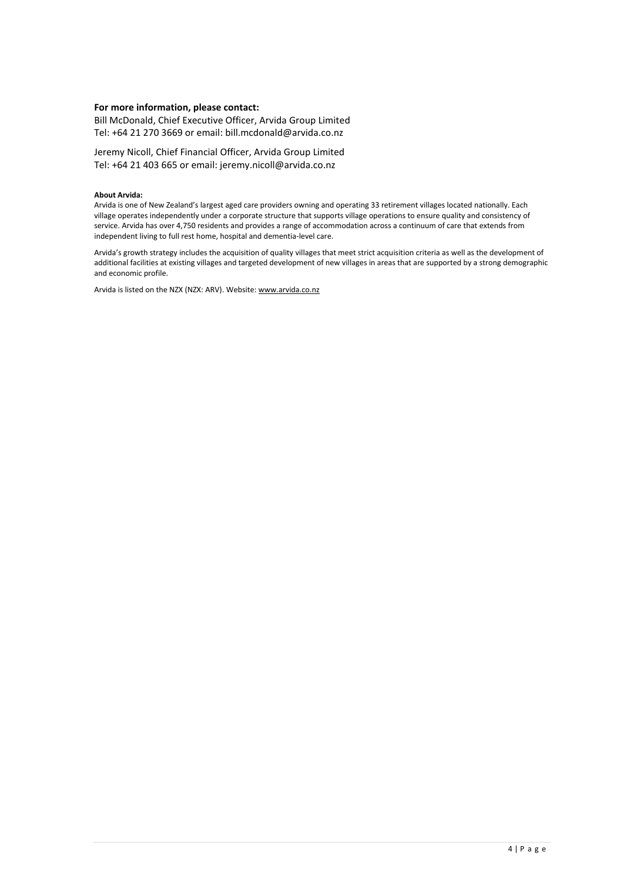**For more information, please contact:**

Bill McDonald, Chief Executive Officer, Arvida Group Limited
Tel: +64 21 270 3669 or email: bill.mcdonald@arvida.co.nz

Jeremy Nicoll, Chief Financial Officer, Arvida Group Limited
Tel: +64 21 403 665 or email: jeremy.nicoll@arvida.co.nz

**About Arvida:**

Arvida is one of New Zealand's largest aged care providers owning and operating 33 retirement villages located nationally. Each village operates independently under a corporate structure that supports village operations to ensure quality and consistency of service. Arvida has over 4,750 residents and provides a range of accommodation across a continuum of care that extends from independent living to full rest home, hospital and dementia-level care.

Arvida's growth strategy includes the acquisition of quality villages that meet strict acquisition criteria as well as the development of additional facilities at existing villages and targeted development of new villages in areas that are supported by a strong demographic and economic profile.

Arvida is listed on the NZX (NZX: ARV). Website: www.arvida.co.nz